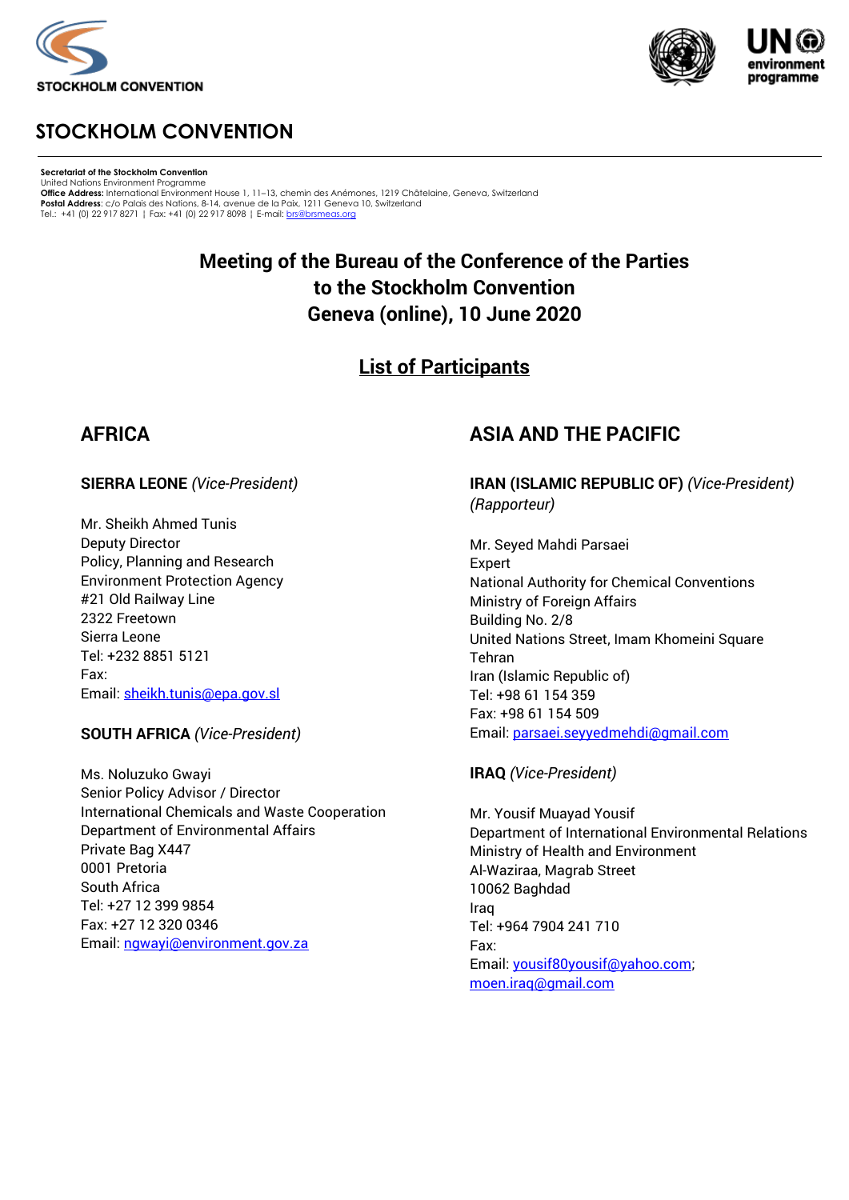STOCKHOLM CONVENTION

# STOCKHOLM CONVENTION

**Secretariat of the Stockholm Convention**
United Nations Environment Programme
**Office Address:** International Environment House 1, 11–13, chemin des Anémones, 1219 Châtelaine, Geneva, Switzerland
**Postal Address:** c/o Palais des Nations, 8-14, avenue de la Paix, 1211 Geneva 10, Switzerland
Tel.: +41 (0) 22 917 8271 | Fax: +41 (0) 22 917 8098 | E-mail: brs@brsmeas.org

## Meeting of the Bureau of the Conference of the Parties to the Stockholm Convention Geneva (online), 10 June 2020

## List of Participants

## AFRICA

### SIERRA LEONE *(Vice-President)*

Mr. Sheikh Ahmed Tunis
Deputy Director
Policy, Planning and Research
Environment Protection Agency
#21 Old Railway Line
2322 Freetown
Sierra Leone
Tel: +232 8851 5121
Fax:
Email: sheikh.tunis@epa.gov.sl

### SOUTH AFRICA *(Vice-President)*

Ms. Noluzuko Gwayi
Senior Policy Advisor / Director
International Chemicals and Waste Cooperation
Department of Environmental Affairs
Private Bag X447
0001 Pretoria
South Africa
Tel: +27 12 399 9854
Fax: +27 12 320 0346
Email: ngwayi@environment.gov.za

## ASIA AND THE PACIFIC

### IRAN (ISLAMIC REPUBLIC OF) *(Vice-President) (Rapporteur)*

Mr. Seyed Mahdi Parsaei
Expert
National Authority for Chemical Conventions
Ministry of Foreign Affairs
Building No. 2/8
United Nations Street, Imam Khomeini Square
Tehran
Iran (Islamic Republic of)
Tel: +98 61 154 359
Fax: +98 61 154 509
Email: parsaei.seyyedmehdi@gmail.com

### IRAQ *(Vice-President)*

Mr. Yousif Muayad Yousif
Department of International Environmental Relations
Ministry of Health and Environment
Al-Waziraa, Magrab Street
10062 Baghdad
Iraq
Tel: +964 7904 241 710
Fax:
Email: yousif80yousif@yahoo.com; moen.iraq@gmail.com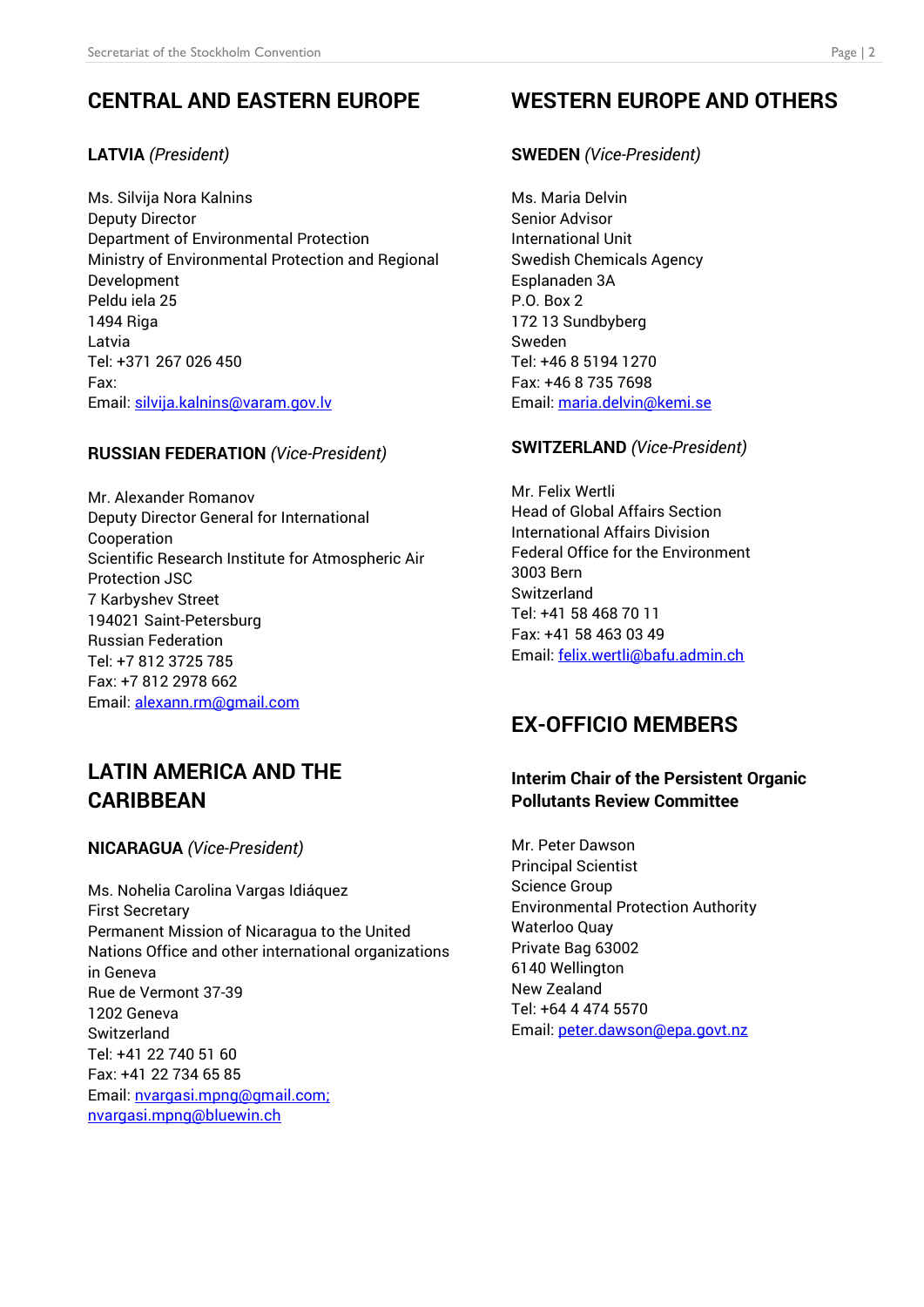## CENTRAL AND EASTERN EUROPE

**LATVIA** *(President)*

Ms. Silvija Nora Kalnins
Deputy Director
Department of Environmental Protection
Ministry of Environmental Protection and Regional Development
Peldu iela 25
1494 Riga
Latvia
Tel: +371 267 026 450
Fax:
Email: silvija.kalnins@varam.gov.lv

**RUSSIAN FEDERATION** *(Vice-President)*

Mr. Alexander Romanov
Deputy Director General for International Cooperation
Scientific Research Institute for Atmospheric Air Protection JSC
7 Karbyshev Street
194021 Saint-Petersburg
Russian Federation
Tel: +7 812 3725 785
Fax: +7 812 2978 662
Email: alexann.rm@gmail.com

## LATIN AMERICA AND THE CARIBBEAN

**NICARAGUA** *(Vice-President)*

Ms. Nohelia Carolina Vargas Idiáquez
First Secretary
Permanent Mission of Nicaragua to the United Nations Office and other international organizations in Geneva
Rue de Vermont 37-39
1202 Geneva
Switzerland
Tel: +41 22 740 51 60
Fax: +41 22 734 65 85
Email: nvargasi.mpng@gmail.com; nvargasi.mpng@bluewin.ch

## WESTERN EUROPE AND OTHERS

**SWEDEN** *(Vice-President)*

Ms. Maria Delvin
Senior Advisor
International Unit
Swedish Chemicals Agency
Esplanaden 3A
P.O. Box 2
172 13 Sundbyberg
Sweden
Tel: +46 8 5194 1270
Fax: +46 8 735 7698
Email: maria.delvin@kemi.se

**SWITZERLAND** *(Vice-President)*

Mr. Felix Wertli
Head of Global Affairs Section
International Affairs Division
Federal Office for the Environment
3003 Bern
Switzerland
Tel: +41 58 468 70 11
Fax: +41 58 463 03 49
Email: felix.wertli@bafu.admin.ch

## EX-OFFICIO MEMBERS

**Interim Chair of the Persistent Organic Pollutants Review Committee**

Mr. Peter Dawson
Principal Scientist
Science Group
Environmental Protection Authority
Waterloo Quay
Private Bag 63002
6140 Wellington
New Zealand
Tel: +64 4 474 5570
Email: peter.dawson@epa.govt.nz